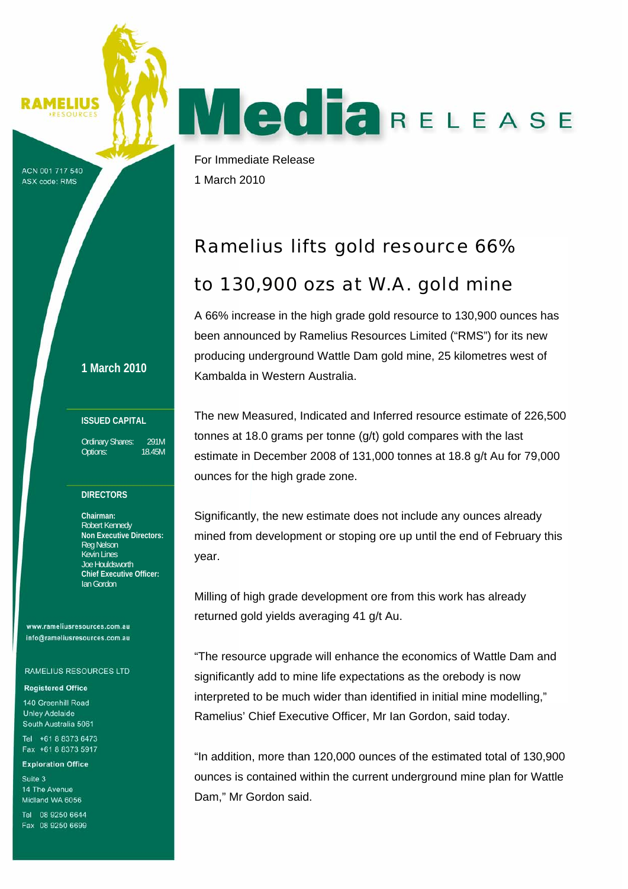RAMELIUS RESOURCES

# Media RELEASE

ACN 001 717 540
ASX code: RMS

For Immediate Release
1 March 2010

## Ramelius lifts gold resource 66% to 130,900 ozs at W.A. gold mine

A 66% increase in the high grade gold resource to 130,900 ounces has been announced by Ramelius Resources Limited ("RMS") for its new producing underground Wattle Dam gold mine, 25 kilometres west of Kambalda in Western Australia.

The new Measured, Indicated and Inferred resource estimate of 226,500 tonnes at 18.0 grams per tonne (g/t) gold compares with the last estimate in December 2008 of 131,000 tonnes at 18.8 g/t Au for 79,000 ounces for the high grade zone.

Significantly, the new estimate does not include any ounces already mined from development or stoping ore up until the end of February this year.

Milling of high grade development ore from this work has already returned gold yields averaging 41 g/t Au.

"The resource upgrade will enhance the economics of Wattle Dam and significantly add to mine life expectations as the orebody is now interpreted to be much wider than identified in initial mine modelling," Ramelius' Chief Executive Officer, Mr Ian Gordon, said today.

"In addition, more than 120,000 ounces of the estimated total of 130,900 ounces is contained within the current underground mine plan for Wattle Dam," Mr Gordon said.

**1 March 2010**

**ISSUED CAPITAL**

Ordinary Shares: 291M
Options: 18.45M

**DIRECTORS**

**Chairman:**
Robert Kennedy
**Non Executive Directors:**
Reg Nelson
Kevin Lines
Joe Houldsworth
**Chief Executive Officer:**
Ian Gordon

www.rameliusresources.com.au
info@rameliusresources.com.au

RAMELIUS RESOURCES LTD

**Registered Office**

140 Greenhill Road
Unley Adelaide
South Australia 5061

Tel +61 8 8373 6473
Fax +61 8 8373 5917

**Exploration Office**

Suite 3
14 The Avenue
Midland WA 6056

Tel 08 9250 6644
Fax 08 9250 6699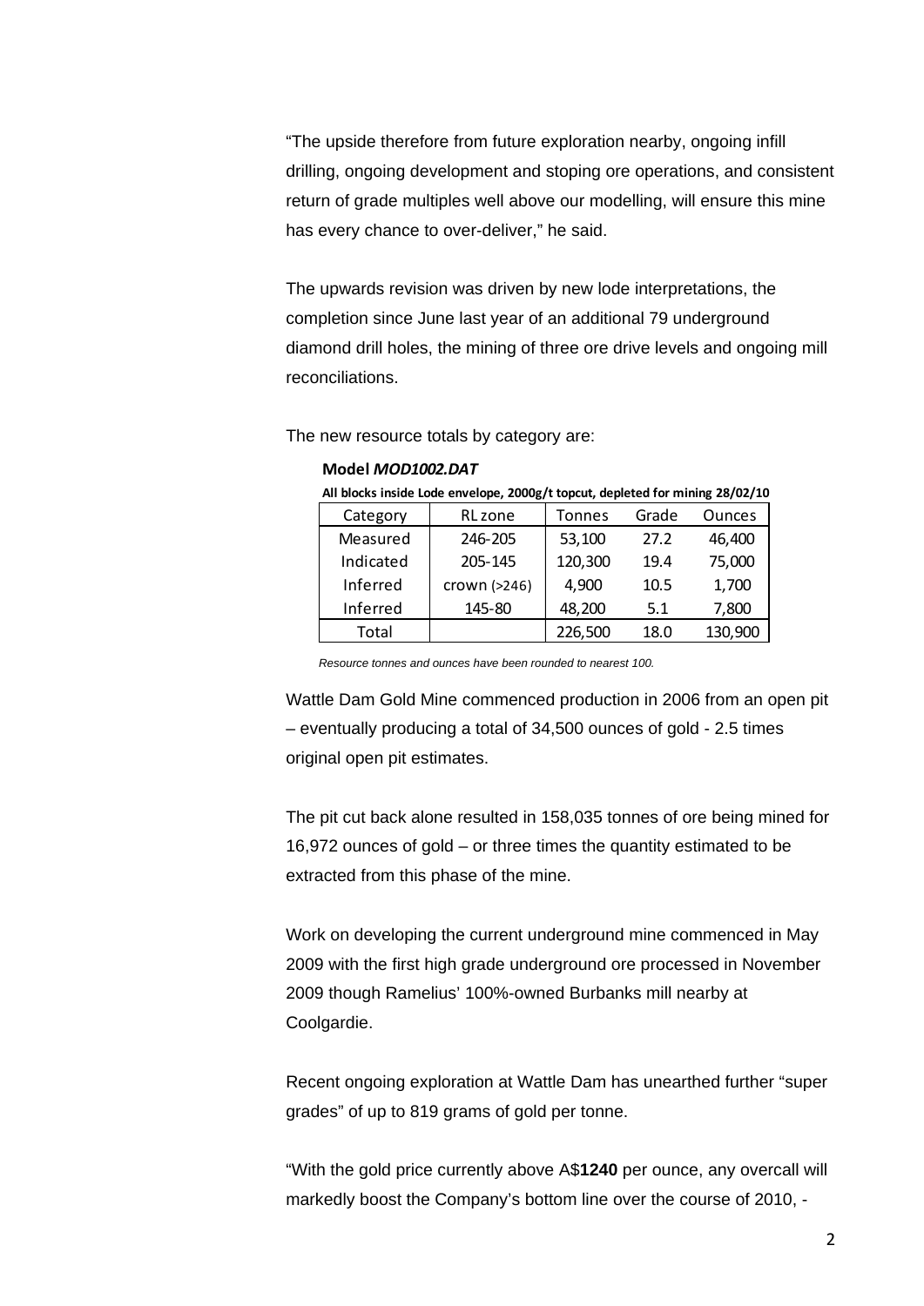"The upside therefore from future exploration nearby, ongoing infill drilling, ongoing development and stoping ore operations, and consistent return of grade multiples well above our modelling, will ensure this mine has every chance to over-deliver," he said.

The upwards revision was driven by new lode interpretations, the completion since June last year of an additional 79 underground diamond drill holes, the mining of three ore drive levels and ongoing mill reconciliations.

The new resource totals by category are:

**Model *MOD1002.DAT***

**All blocks inside Lode envelope, 2000g/t topcut, depleted for mining 28/02/10**

| Category | RL zone | Tonnes | Grade | Ounces |
|---|---|---|---|---|
| Measured | 246-205 | 53,100 | 27.2 | 46,400 |
| Indicated | 205-145 | 120,300 | 19.4 | 75,000 |
| Inferred | crown (>246) | 4,900 | 10.5 | 1,700 |
| Inferred | 145-80 | 48,200 | 5.1 | 7,800 |
| Total | | 226,500 | 18.0 | 130,900 |

*Resource tonnes and ounces have been rounded to nearest 100.*

Wattle Dam Gold Mine commenced production in 2006 from an open pit – eventually producing a total of 34,500 ounces of gold - 2.5 times original open pit estimates.

The pit cut back alone resulted in 158,035 tonnes of ore being mined for 16,972 ounces of gold – or three times the quantity estimated to be extracted from this phase of the mine.

Work on developing the current underground mine commenced in May 2009 with the first high grade underground ore processed in November 2009 though Ramelius' 100%-owned Burbanks mill nearby at Coolgardie.

Recent ongoing exploration at Wattle Dam has unearthed further "super grades" of up to 819 grams of gold per tonne.

"With the gold price currently above A$**1240** per ounce, any overcall will markedly boost the Company's bottom line over the course of 2010, -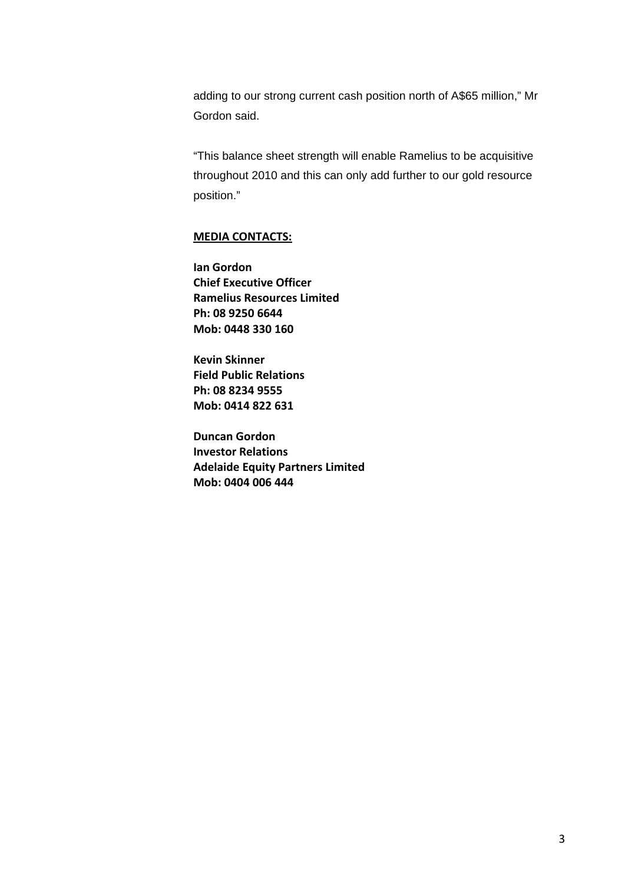adding to our strong current cash position north of A$65 million," Mr Gordon said.

"This balance sheet strength will enable Ramelius to be acquisitive throughout 2010 and this can only add further to our gold resource position."

**MEDIA CONTACTS:**

**Ian Gordon**
**Chief Executive Officer**
**Ramelius Resources Limited**
**Ph: 08 9250 6644**
**Mob: 0448 330 160**

**Kevin Skinner**
**Field Public Relations**
**Ph: 08 8234 9555**
**Mob: 0414 822 631**

**Duncan Gordon**
**Investor Relations**
**Adelaide Equity Partners Limited**
**Mob: 0404 006 444**